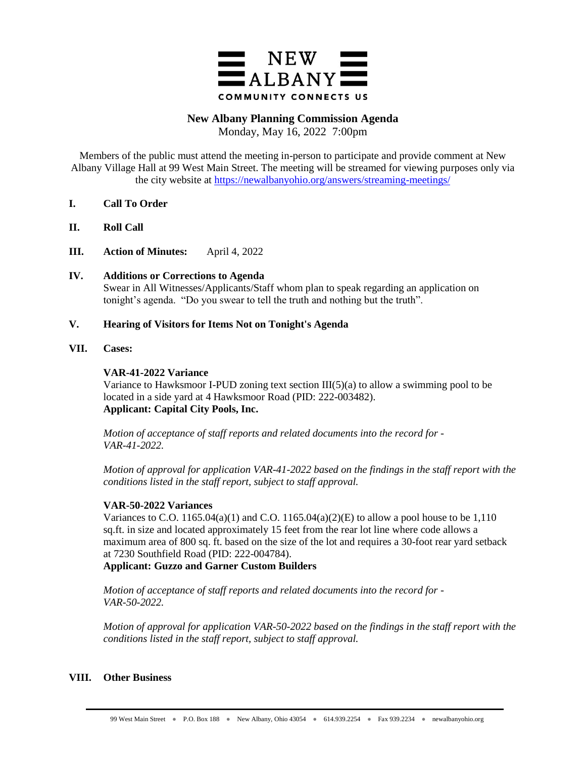NEW ALBANY

COMMUNITY CONNECTS US

# New Albany Planning Commission Agenda

Monday, May 16, 2022 7:00pm

Members of the public must attend the meeting in-person to participate and provide comment at New Albany Village Hall at 99 West Main Street. The meeting will be streamed for viewing purposes only via the city website at https://newalbanyohio.org/answers/streaming-meetings/

## I. Call To Order

## II. Roll Call

## III. Action of Minutes: April 4, 2022

## IV. Additions or Corrections to Agenda

Swear in All Witnesses/Applicants/Staff whom plan to speak regarding an application on tonight's agenda. "Do you swear to tell the truth and nothing but the truth".

## V. Hearing of Visitors for Items Not on Tonight's Agenda

## VII. Cases:

**VAR-41-2022 Variance**

Variance to Hawksmoor I-PUD zoning text section III(5)(a) to allow a swimming pool to be located in a side yard at 4 Hawksmoor Road (PID: 222-003482).

**Applicant: Capital City Pools, Inc.**

*Motion of acceptance of staff reports and related documents into the record for - VAR-41-2022.*

*Motion of approval for application VAR-41-2022 based on the findings in the staff report with the conditions listed in the staff report, subject to staff approval.*

**VAR-50-2022 Variances**

Variances to C.O. 1165.04(a)(1) and C.O. 1165.04(a)(2)(E) to allow a pool house to be 1,110 sq.ft. in size and located approximately 15 feet from the rear lot line where code allows a maximum area of 800 sq. ft. based on the size of the lot and requires a 30-foot rear yard setback at 7230 Southfield Road (PID: 222-004784).

**Applicant: Guzzo and Garner Custom Builders**

*Motion of acceptance of staff reports and related documents into the record for - VAR-50-2022.*

*Motion of approval for application VAR-50-2022 based on the findings in the staff report with the conditions listed in the staff report, subject to staff approval.*

## VIII. Other Business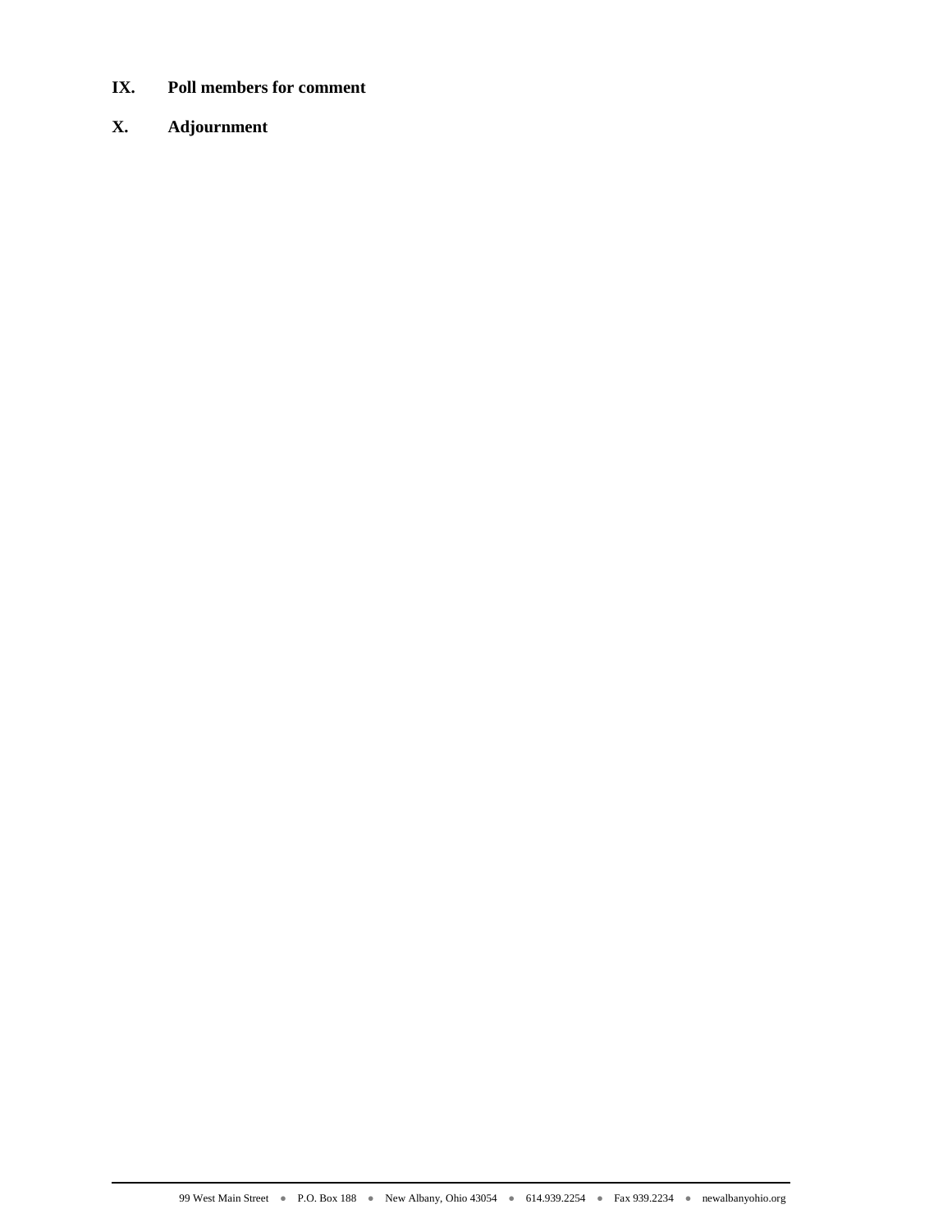**IX. Poll members for comment**

**X. Adjournment**